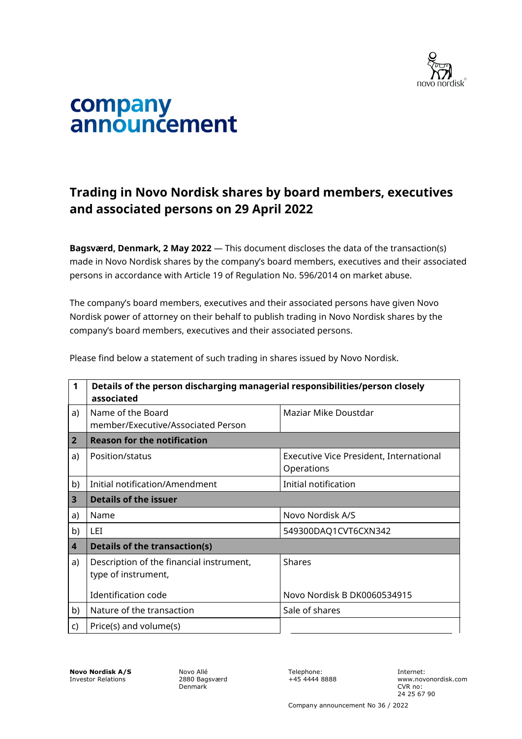# company announcement

## Trading in Novo Nordisk shares by board members, executives and associated persons on 29 April 2022

**Bagsværd, Denmark, 2 May 2022** — This document discloses the data of the transaction(s) made in Novo Nordisk shares by the company's board members, executives and their associated persons in accordance with Article 19 of Regulation No. 596/2014 on market abuse.

The company's board members, executives and their associated persons have given Novo Nordisk power of attorney on their behalf to publish trading in Novo Nordisk shares by the company's board members, executives and their associated persons.

Please find below a statement of such trading in shares issued by Novo Nordisk.

| **1** | **Details of the person discharging managerial responsibilities/person closely associated** | |
|---|---|---|
| a) | Name of the Board member/Executive/Associated Person | Maziar Mike Doustdar |
| **2** | **Reason for the notification** | |
| a) | Position/status | Executive Vice President, International Operations |
| b) | Initial notification/Amendment | Initial notification |
| **3** | **Details of the issuer** | |
| a) | Name | Novo Nordisk A/S |
| b) | LEI | 549300DAQ1CVT6CXN342 |
| **4** | **Details of the transaction(s)** | |
| a) | Description of the financial instrument, type of instrument,<br><br>Identification code | Shares<br><br>Novo Nordisk B DK0060534915 |
| b) | Nature of the transaction | Sale of shares |
| c) | Price(s) and volume(s) | |

**Novo Nordisk A/S**
Investor Relations

Novo Allé
2880 Bagsværd
Denmark

Telephone:
+45 4444 8888

Internet:
www.novonordisk.com
CVR no:
24 25 67 90

Company announcement No 36 / 2022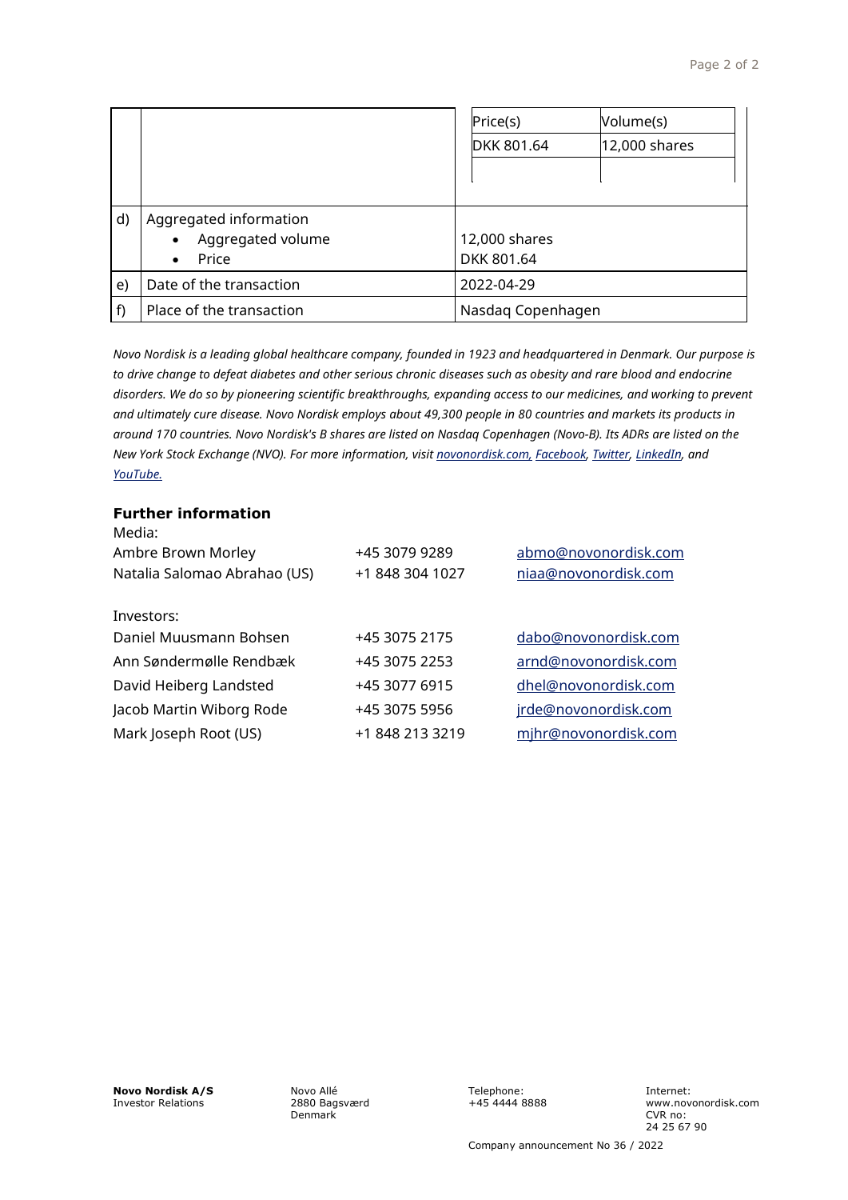| | | | |
|---|---|---|---|
| | | Price(s) | Volume(s) |
| | | DKK 801.64 | 12,000 shares |
| d) | Aggregated information<br>• Aggregated volume<br>• Price | 12,000 shares<br>DKK 801.64 | |
| e) | Date of the transaction | 2022-04-29 | |
| f) | Place of the transaction | Nasdaq Copenhagen | |

*Novo Nordisk is a leading global healthcare company, founded in 1923 and headquartered in Denmark. Our purpose is to drive change to defeat diabetes and other serious chronic diseases such as obesity and rare blood and endocrine disorders. We do so by pioneering scientific breakthroughs, expanding access to our medicines, and working to prevent and ultimately cure disease. Novo Nordisk employs about 49,300 people in 80 countries and markets its products in around 170 countries. Novo Nordisk's B shares are listed on Nasdaq Copenhagen (Novo-B). Its ADRs are listed on the New York Stock Exchange (NVO). For more information, visit novonordisk.com, Facebook, Twitter, LinkedIn, and YouTube.*

### Further information

Media:

| | | |
|---|---|---|
| Ambre Brown Morley | +45 3079 9289 | abmo@novonordisk.com |
| Natalia Salomao Abrahao (US) | +1 848 304 1027 | niaa@novonordisk.com |

Investors:

| | | |
|---|---|---|
| Daniel Muusmann Bohsen | +45 3075 2175 | dabo@novonordisk.com |
| Ann Søndermølle Rendbæk | +45 3075 2253 | arnd@novonordisk.com |
| David Heiberg Landsted | +45 3077 6915 | dhel@novonordisk.com |
| Jacob Martin Wiborg Rode | +45 3075 5956 | jrde@novonordisk.com |
| Mark Joseph Root (US) | +1 848 213 3219 | mjhr@novonordisk.com |

**Novo Nordisk A/S**
Investor Relations

Novo Allé
2880 Bagsværd
Denmark

Telephone:
+45 4444 8888

Internet:
www.novonordisk.com
CVR no:
24 25 67 90

Company announcement No 36 / 2022